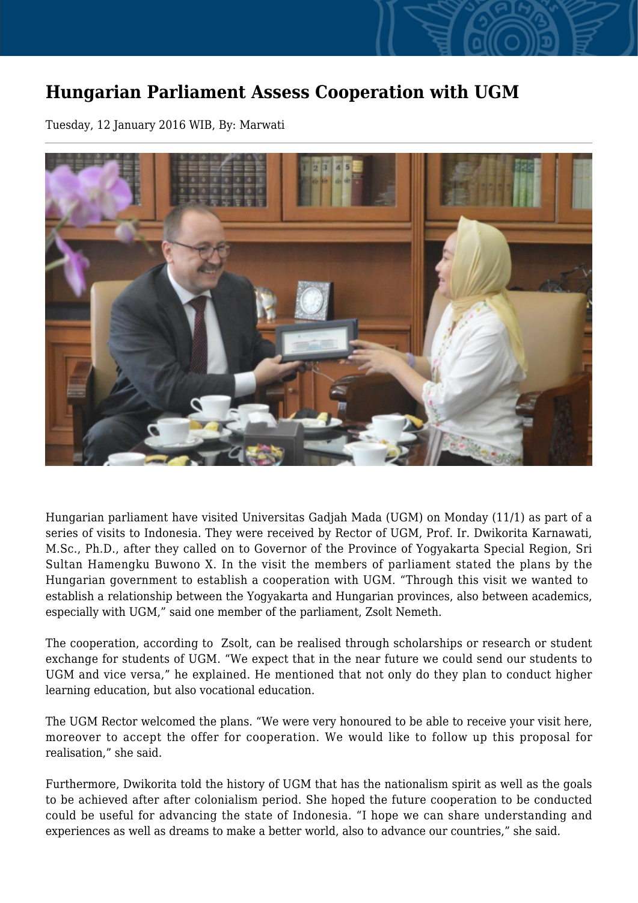# Hungarian Parliament Assess Cooperation with UGM

Tuesday, 12 January 2016 WIB, By: Marwati

Hungarian parliament have visited Universitas Gadjah Mada (UGM) on Monday (11/1) as part of a series of visits to Indonesia. They were received by Rector of UGM, Prof. Ir. Dwikorita Karnawati, M.Sc., Ph.D., after they called on to Governor of the Province of Yogyakarta Special Region, Sri Sultan Hamengku Buwono X. In the visit the members of parliament stated the plans by the Hungarian government to establish a cooperation with UGM. “Through this visit we wanted to establish a relationship between the Yogyakarta and Hungarian provinces, also between academics, especially with UGM,” said one member of the parliament, Zsolt Nemeth.

The cooperation, according to Zsolt, can be realised through scholarships or research or student exchange for students of UGM. “We expect that in the near future we could send our students to UGM and vice versa,” he explained. He mentioned that not only do they plan to conduct higher learning education, but also vocational education.

The UGM Rector welcomed the plans. “We were very honoured to be able to receive your visit here, moreover to accept the offer for cooperation. We would like to follow up this proposal for realisation,” she said.

Furthermore, Dwikorita told the history of UGM that has the nationalism spirit as well as the goals to be achieved after after colonialism period. She hoped the future cooperation to be conducted could be useful for advancing the state of Indonesia. “I hope we can share understanding and experiences as well as dreams to make a better world, also to advance our countries,” she said.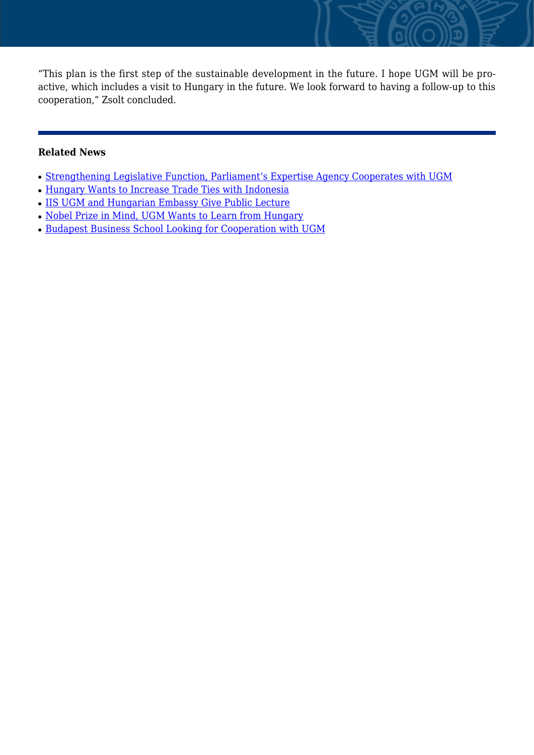"This plan is the first step of the sustainable development in the future. I hope UGM will be pro-active, which includes a visit to Hungary in the future. We look forward to having a follow-up to this cooperation," Zsolt concluded.

---

**Related News**

- Strengthening Legislative Function, Parliament's Expertise Agency Cooperates with UGM
- Hungary Wants to Increase Trade Ties with Indonesia
- IIS UGM and Hungarian Embassy Give Public Lecture
- Nobel Prize in Mind, UGM Wants to Learn from Hungary
- Budapest Business School Looking for Cooperation with UGM